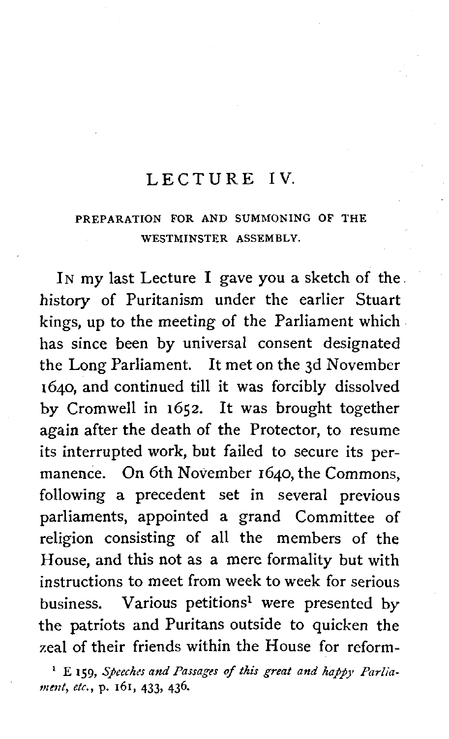# LECTURE IV.

## PREPARATION FOR AND SUMMONING OF THE WESTMINSTER ASSEMBLY.

IN my last Lecture I gave you a sketch of the history of Puritanism under the earlier Stuart kings, up to the meeting of the Parliament which has since been by universal consent designated the Long Parliament. It met on the 3d November 1640, and continued till it was forcibly dissolved by Cromwell in 1652. It was brought together again after the death of the Protector, to resume its interrupted work, but failed to secure its permanence. On 6th November 1640, the Commons, following a precedent set in several previous parliaments, appointed a grand Committee of religion consisting of all the members of the House, and this not as a mere formality but with instructions to meet from week to week for serious business. Various petitions[1] were presented by the patriots and Puritans outside to quicken the zeal of their friends within the House for reform-

[1] E 159, *Speeches and Passages of this great and happy Parliament, etc.*, p. 161, 433, 436.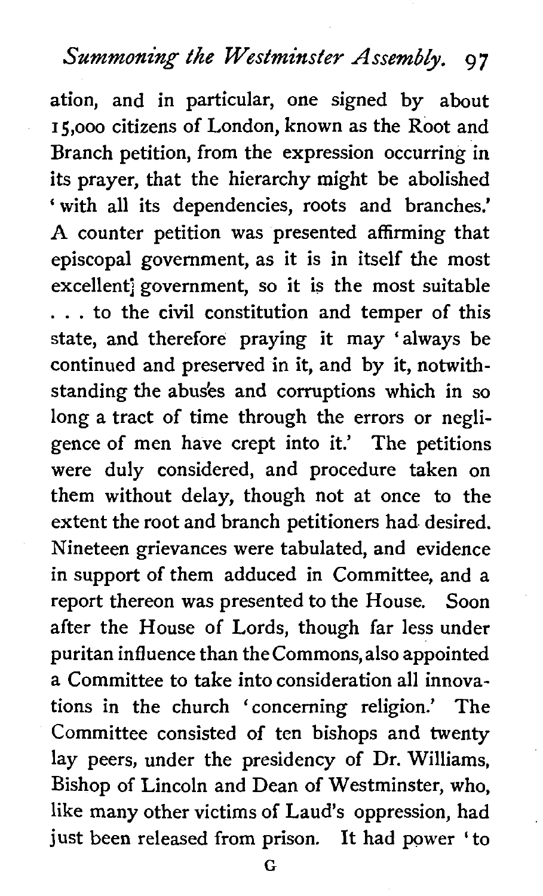ation, and in particular, one signed by about 15,000 citizens of London, known as the Root and Branch petition, from the expression occurring in its prayer, that the hierarchy might be abolished 'with all its dependencies, roots and branches.' A counter petition was presented affirming that episcopal government, as it is in itself the most excellent government, so it is the most suitable . . . to the civil constitution and temper of this state, and therefore praying it may 'always be continued and preserved in it, and by it, notwithstanding the abuses and corruptions which in so long a tract of time through the errors or negligence of men have crept into it.' The petitions were duly considered, and procedure taken on them without delay, though not at once to the extent the root and branch petitioners had desired. Nineteen grievances were tabulated, and evidence in support of them adduced in Committee, and a report thereon was presented to the House. Soon after the House of Lords, though far less under puritan influence than the Commons, also appointed a Committee to take into consideration all innovations in the church 'concerning religion.' The Committee consisted of ten bishops and twenty lay peers, under the presidency of Dr. Williams, Bishop of Lincoln and Dean of Westminster, who, like many other victims of Laud's oppression, had just been released from prison. It had power 'to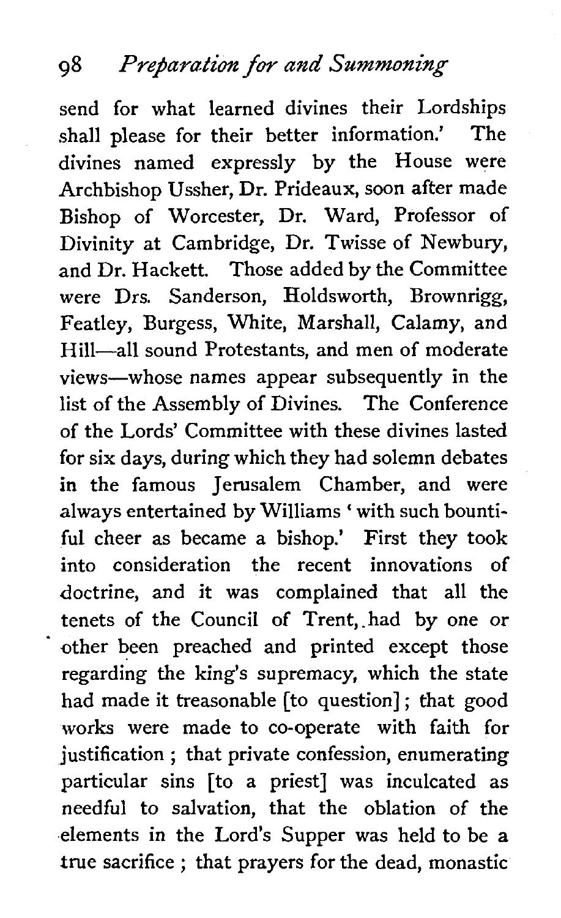send for what learned divines their Lordships shall please for their better information.' The divines named expressly by the House were Archbishop Ussher, Dr. Prideaux, soon after made Bishop of Worcester, Dr. Ward, Professor of Divinity at Cambridge, Dr. Twisse of Newbury, and Dr. Hackett. Those added by the Committee were Drs. Sanderson, Holdsworth, Brownrigg, Featley, Burgess, White, Marshall, Calamy, and Hill—all sound Protestants, and men of moderate views—whose names appear subsequently in the list of the Assembly of Divines. The Conference of the Lords' Committee with these divines lasted for six days, during which they had solemn debates in the famous Jerusalem Chamber, and were always entertained by Williams 'with such bountiful cheer as became a bishop.' First they took into consideration the recent innovations of doctrine, and it was complained that all the tenets of the Council of Trent, had by one or other been preached and printed except those regarding the king's supremacy, which the state had made it treasonable [to question]; that good works were made to co-operate with faith for justification; that private confession, enumerating particular sins [to a priest] was inculcated as needful to salvation, that the oblation of the elements in the Lord's Supper was held to be a true sacrifice; that prayers for the dead, monastic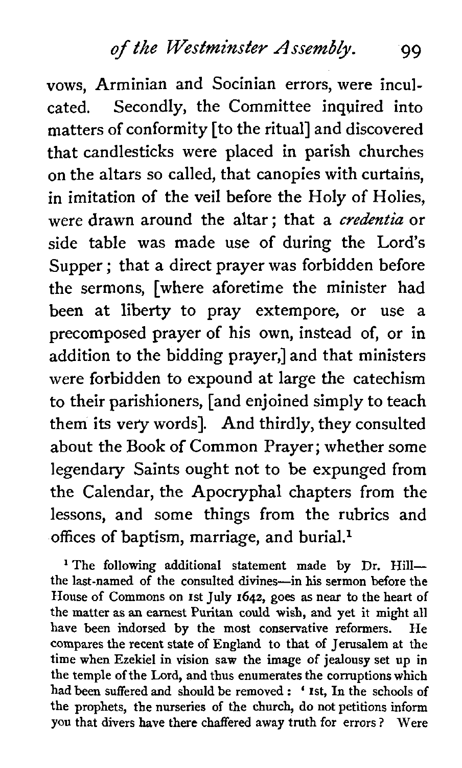vows, Arminian and Socinian errors, were inculcated. Secondly, the Committee inquired into matters of conformity [to the ritual] and discovered that candlesticks were placed in parish churches on the altars so called, that canopies with curtains, in imitation of the veil before the Holy of Holies, were drawn around the altar; that a *credentia* or side table was made use of during the Lord's Supper; that a direct prayer was forbidden before the sermons, [where aforetime the minister had been at liberty to pray extempore, or use a precomposed prayer of his own, instead of, or in addition to the bidding prayer,] and that ministers were forbidden to expound at large the catechism to their parishioners, [and enjoined simply to teach them its very words]. And thirdly, they consulted about the Book of Common Prayer; whether some legendary Saints ought not to be expunged from the Calendar, the Apocryphal chapters from the lessons, and some things from the rubrics and offices of baptism, marriage, and burial.[1]

[1] The following additional statement made by Dr. Hill—the last-named of the consulted divines—in his sermon before the House of Commons on 1st July 1642, goes as near to the heart of the matter as an earnest Puritan could wish, and yet it might all have been indorsed by the most conservative reformers. He compares the recent state of England to that of Jerusalem at the time when Ezekiel in vision saw the image of jealousy set up in the temple of the Lord, and thus enumerates the corruptions which had been suffered and should be removed: '1st, In the schools of the prophets, the nurseries of the church, do not petitions inform you that divers have there chaffered away truth for errors? Were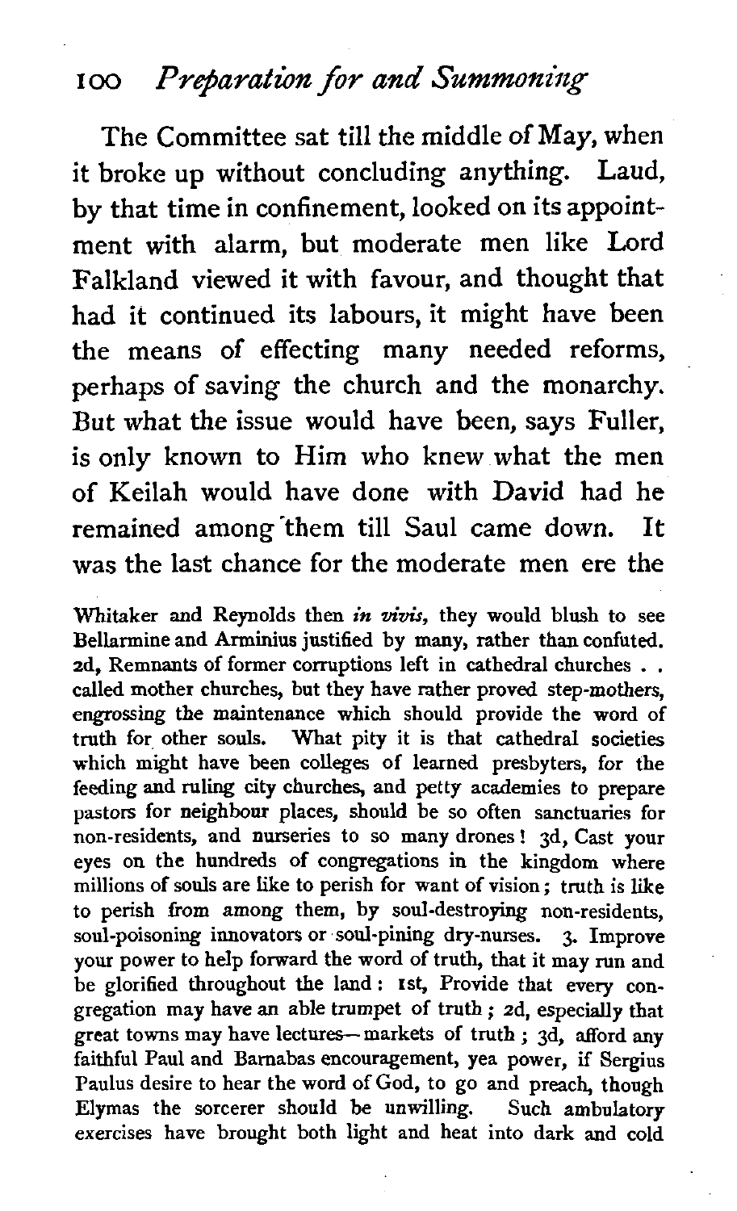The Committee sat till the middle of May, when it broke up without concluding anything. Laud, by that time in confinement, looked on its appointment with alarm, but moderate men like Lord Falkland viewed it with favour, and thought that had it continued its labours, it might have been the means of effecting many needed reforms, perhaps of saving the church and the monarchy. But what the issue would have been, says Fuller, is only known to Him who knew what the men of Keilah would have done with David had he remained among them till Saul came down. It was the last chance for the moderate men ere the

Whitaker and Reynolds then *in vivis*, they would blush to see Bellarmine and Arminius justified by many, rather than confuted. 2d, Remnants of former corruptions left in cathedral churches . . called mother churches, but they have rather proved step-mothers, engrossing the maintenance which should provide the word of truth for other souls. What pity it is that cathedral societies which might have been colleges of learned presbyters, for the feeding and ruling city churches, and petty academies to prepare pastors for neighbour places, should be so often sanctuaries for non-residents, and nurseries to so many drones! 3d, Cast your eyes on the hundreds of congregations in the kingdom where millions of souls are like to perish for want of vision; truth is like to perish from among them, by soul-destroying non-residents, soul-poisoning innovators or soul-pining dry-nurses. 3. Improve your power to help forward the word of truth, that it may run and be glorified throughout the land: 1st, Provide that every congregation may have an able trumpet of truth; 2d, especially that great towns may have lectures—markets of truth; 3d, afford any faithful Paul and Barnabas encouragement, yea power, if Sergius Paulus desire to hear the word of God, to go and preach, though Elymas the sorcerer should be unwilling. Such ambulatory exercises have brought both light and heat into dark and cold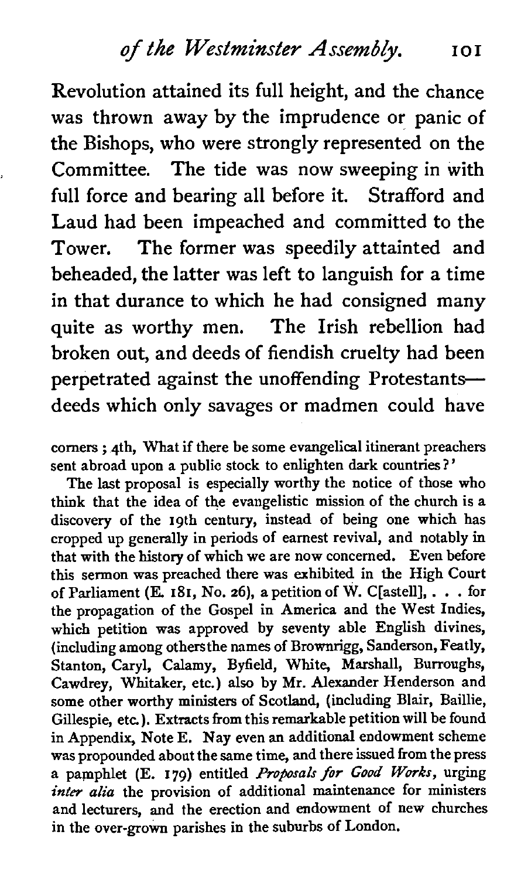Revolution attained its full height, and the chance was thrown away by the imprudence or panic of the Bishops, who were strongly represented on the Committee. The tide was now sweeping in with full force and bearing all before it. Strafford and Laud had been impeached and committed to the Tower. The former was speedily attainted and beheaded, the latter was left to languish for a time in that durance to which he had consigned many quite as worthy men. The Irish rebellion had broken out, and deeds of fiendish cruelty had been perpetrated against the unoffending Protestants—deeds which only savages or madmen could have

corners ; 4th, What if there be some evangelical itinerant preachers sent abroad upon a public stock to enlighten dark countries?'

The last proposal is especially worthy the notice of those who think that the idea of the evangelistic mission of the church is a discovery of the 19th century, instead of being one which has cropped up generally in periods of earnest revival, and notably in that with the history of which we are now concerned. Even before this sermon was preached there was exhibited in the High Court of Parliament (E. 181, No. 26), a petition of W. C[astell], . . . for the propagation of the Gospel in America and the West Indies, which petition was approved by seventy able English divines, (including among others the names of Brownrigg, Sanderson, Featly, Stanton, Caryl, Calamy, Byfield, White, Marshall, Burroughs, Cawdrey, Whitaker, etc.) also by Mr. Alexander Henderson and some other worthy ministers of Scotland, (including Blair, Baillie, Gillespie, etc.). Extracts from this remarkable petition will be found in Appendix, Note E. Nay even an additional endowment scheme was propounded about the same time, and there issued from the press a pamphlet (E. 179) entitled *Proposals for Good Works*, urging *inter alia* the provision of additional maintenance for ministers and lecturers, and the erection and endowment of new churches in the over-grown parishes in the suburbs of London.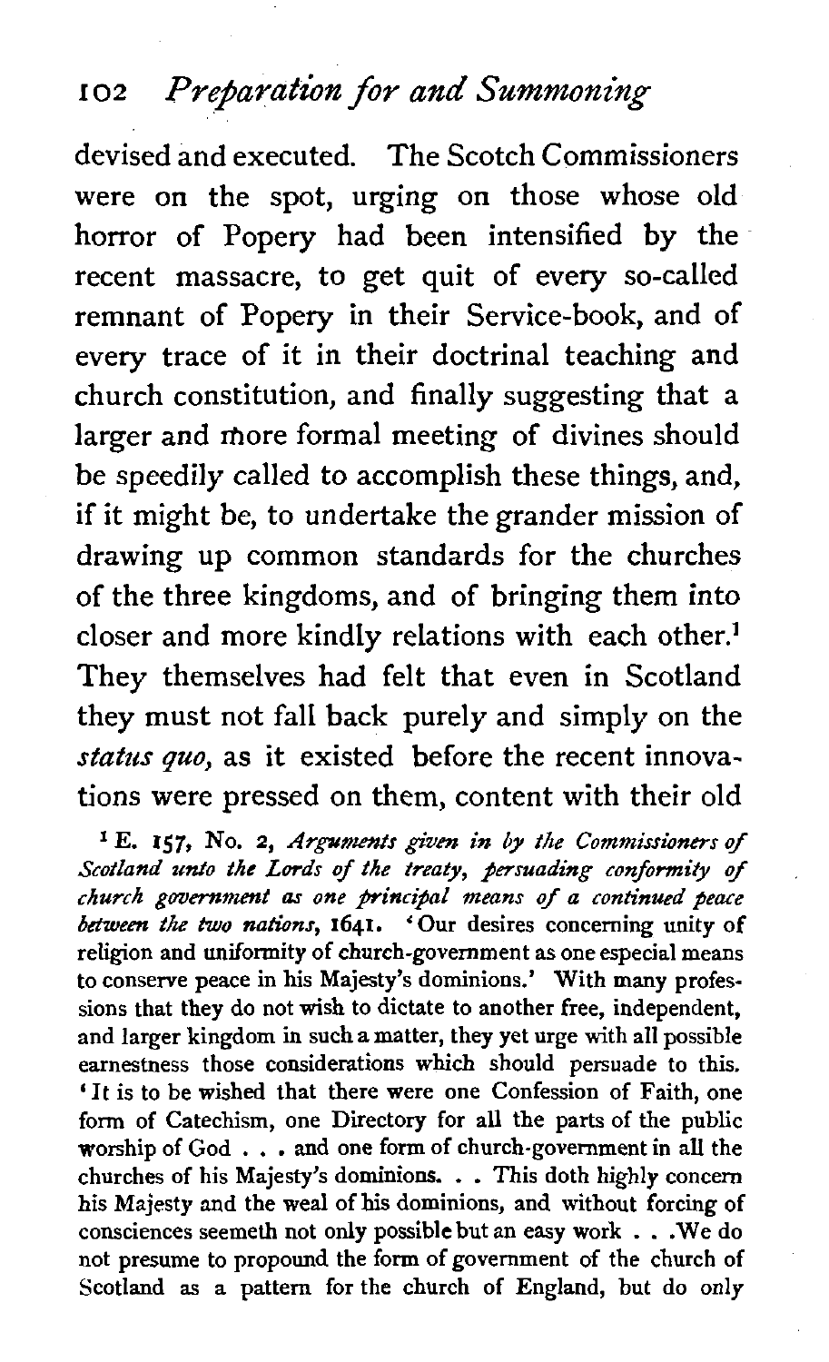devised and executed. The Scotch Commissioners were on the spot, urging on those whose old horror of Popery had been intensified by the recent massacre, to get quit of every so-called remnant of Popery in their Service-book, and of every trace of it in their doctrinal teaching and church constitution, and finally suggesting that a larger and more formal meeting of divines should be speedily called to accomplish these things, and, if it might be, to undertake the grander mission of drawing up common standards for the churches of the three kingdoms, and of bringing them into closer and more kindly relations with each other.[1] They themselves had felt that even in Scotland they must not fall back purely and simply on the *status quo*, as it existed before the recent innovations were pressed on them, content with their old

[1] E. 157, No. 2, *Arguments given in by the Commissioners of Scotland unto the Lords of the treaty, persuading conformity of church government as one principal means of a continued peace between the two nations*, 1641. 'Our desires concerning unity of religion and uniformity of church-government as one especial means to conserve peace in his Majesty's dominions.' With many professions that they do not wish to dictate to another free, independent, and larger kingdom in such a matter, they yet urge with all possible earnestness those considerations which should persuade to this. 'It is to be wished that there were one Confession of Faith, one form of Catechism, one Directory for all the parts of the public worship of God . . . and one form of church-government in all the churches of his Majesty's dominions. . . This doth highly concern his Majesty and the weal of his dominions, and without forcing of consciences seemeth not only possible but an easy work . . .We do not presume to propound the form of government of the church of Scotland as a pattern for the church of England, but do only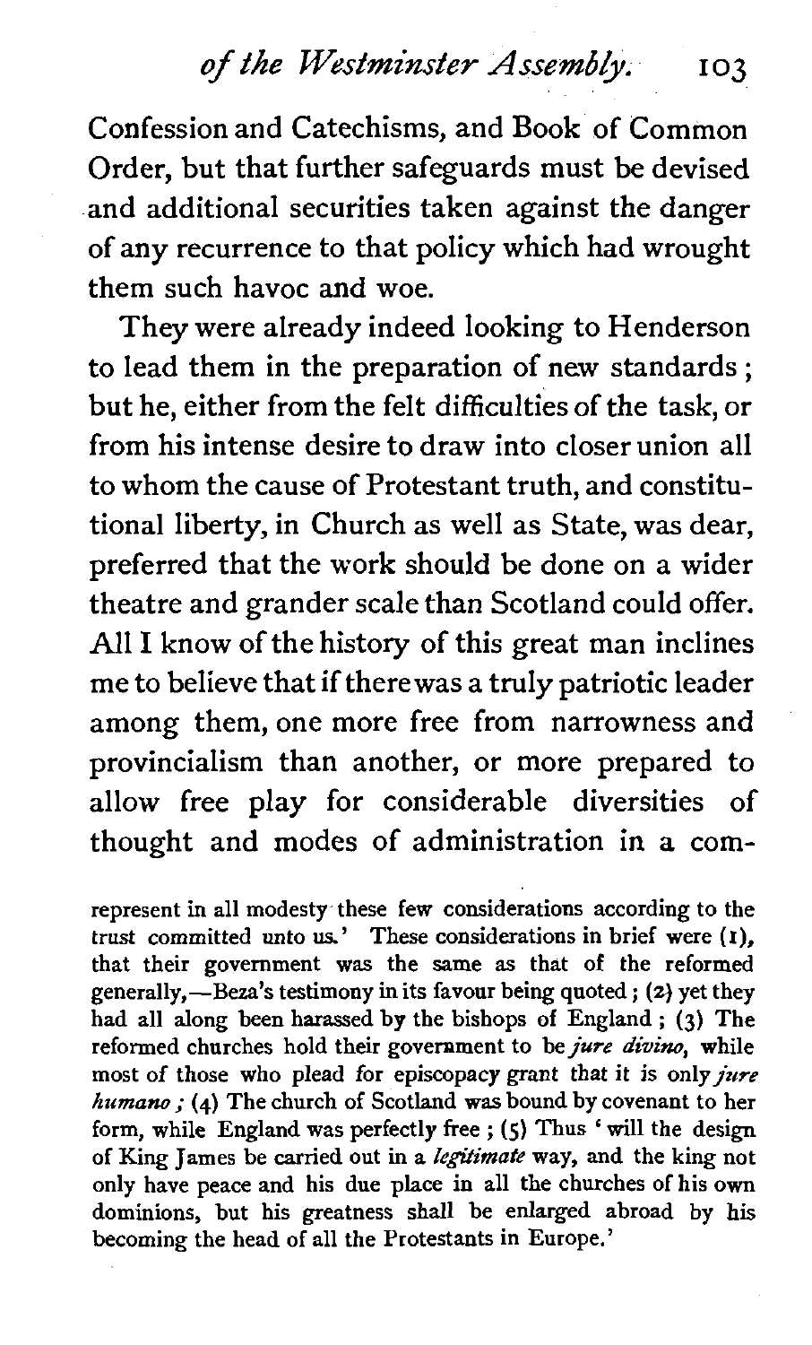Confession and Catechisms, and Book of Common Order, but that further safeguards must be devised and additional securities taken against the danger of any recurrence to that policy which had wrought them such havoc and woe.

They were already indeed looking to Henderson to lead them in the preparation of new standards; but he, either from the felt difficulties of the task, or from his intense desire to draw into closer union all to whom the cause of Protestant truth, and constitutional liberty, in Church as well as State, was dear, preferred that the work should be done on a wider theatre and grander scale than Scotland could offer. All I know of the history of this great man inclines me to believe that if there was a truly patriotic leader among them, one more free from narrowness and provincialism than another, or more prepared to allow free play for considerable diversities of thought and modes of administration in a com-

represent in all modesty these few considerations according to the trust committed unto us.' These considerations in brief were (1), that their government was the same as that of the reformed generally,—Beza's testimony in its favour being quoted; (2) yet they had all along been harassed by the bishops of England; (3) The reformed churches hold their government to be *jure divino*, while most of those who plead for episcopacy grant that it is only *jure humano*; (4) The church of Scotland was bound by covenant to her form, while England was perfectly free; (5) Thus 'will the design of King James be carried out in a *legitimate* way, and the king not only have peace and his due place in all the churches of his own dominions, but his greatness shall be enlarged abroad by his becoming the head of all the Protestants in Europe.'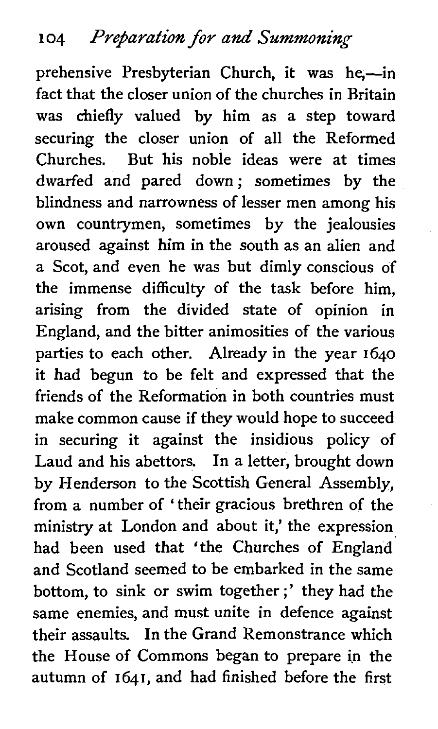prehensive Presbyterian Church, it was he,—in fact that the closer union of the churches in Britain was chiefly valued by him as a step toward securing the closer union of all the Reformed Churches. But his noble ideas were at times dwarfed and pared down; sometimes by the blindness and narrowness of lesser men among his own countrymen, sometimes by the jealousies aroused against him in the south as an alien and a Scot, and even he was but dimly conscious of the immense difficulty of the task before him, arising from the divided state of opinion in England, and the bitter animosities of the various parties to each other. Already in the year 1640 it had begun to be felt and expressed that the friends of the Reformation in both countries must make common cause if they would hope to succeed in securing it against the insidious policy of Laud and his abettors. In a letter, brought down by Henderson to the Scottish General Assembly, from a number of 'their gracious brethren of the ministry at London and about it,' the expression had been used that 'the Churches of England and Scotland seemed to be embarked in the same bottom, to sink or swim together;' they had the same enemies, and must unite in defence against their assaults. In the Grand Remonstrance which the House of Commons began to prepare in the autumn of 1641, and had finished before the first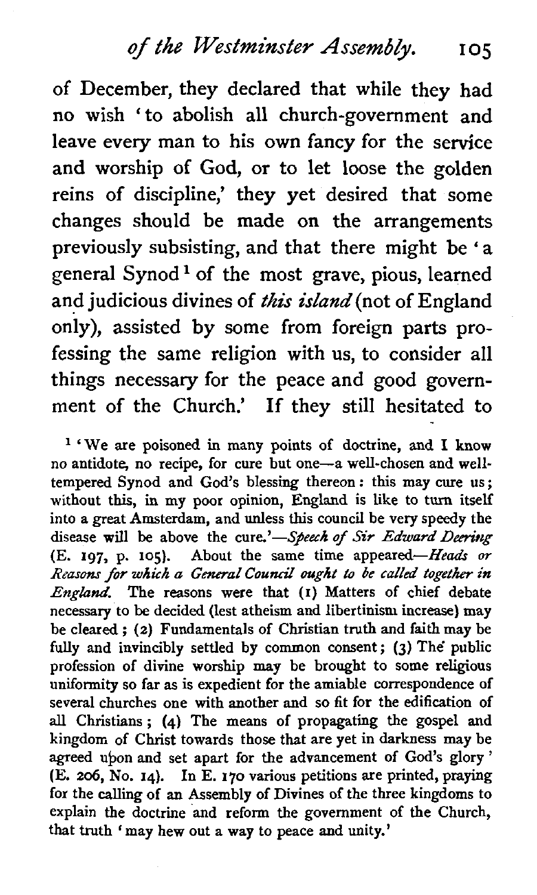of December, they declared that while they had no wish 'to abolish all church-government and leave every man to his own fancy for the service and worship of God, or to let loose the golden reins of discipline,' they yet desired that some changes should be made on the arrangements previously subsisting, and that there might be 'a general Synod[1] of the most grave, pious, learned and judicious divines of *this island* (not of England only), assisted by some from foreign parts professing the same religion with us, to consider all things necessary for the peace and good government of the Church.' If they still hesitated to

[1] 'We are poisoned in many points of doctrine, and I know no antidote, no recipe, for cure but one—a well-chosen and well-tempered Synod and God's blessing thereon: this may cure us; without this, in my poor opinion, England is like to turn itself into a great Amsterdam, and unless this council be very speedy the disease will be above the cure.'—*Speech of Sir Edward Deering* (E. 197, p. 105). About the same time appeared—*Heads or Reasons for which a General Council ought to be called together in England.* The reasons were that (1) Matters of chief debate necessary to be decided (lest atheism and libertinism increase) may be cleared; (2) Fundamentals of Christian truth and faith may be fully and invincibly settled by common consent; (3) The public profession of divine worship may be brought to some religious uniformity so far as is expedient for the amiable correspondence of several churches one with another and so fit for the edification of all Christians; (4) The means of propagating the gospel and kingdom of Christ towards those that are yet in darkness may be agreed upon and set apart for the advancement of God's glory' (E. 206, No. 14). In E. 170 various petitions are printed, praying for the calling of an Assembly of Divines of the three kingdoms to explain the doctrine and reform the government of the Church, that truth 'may hew out a way to peace and unity.'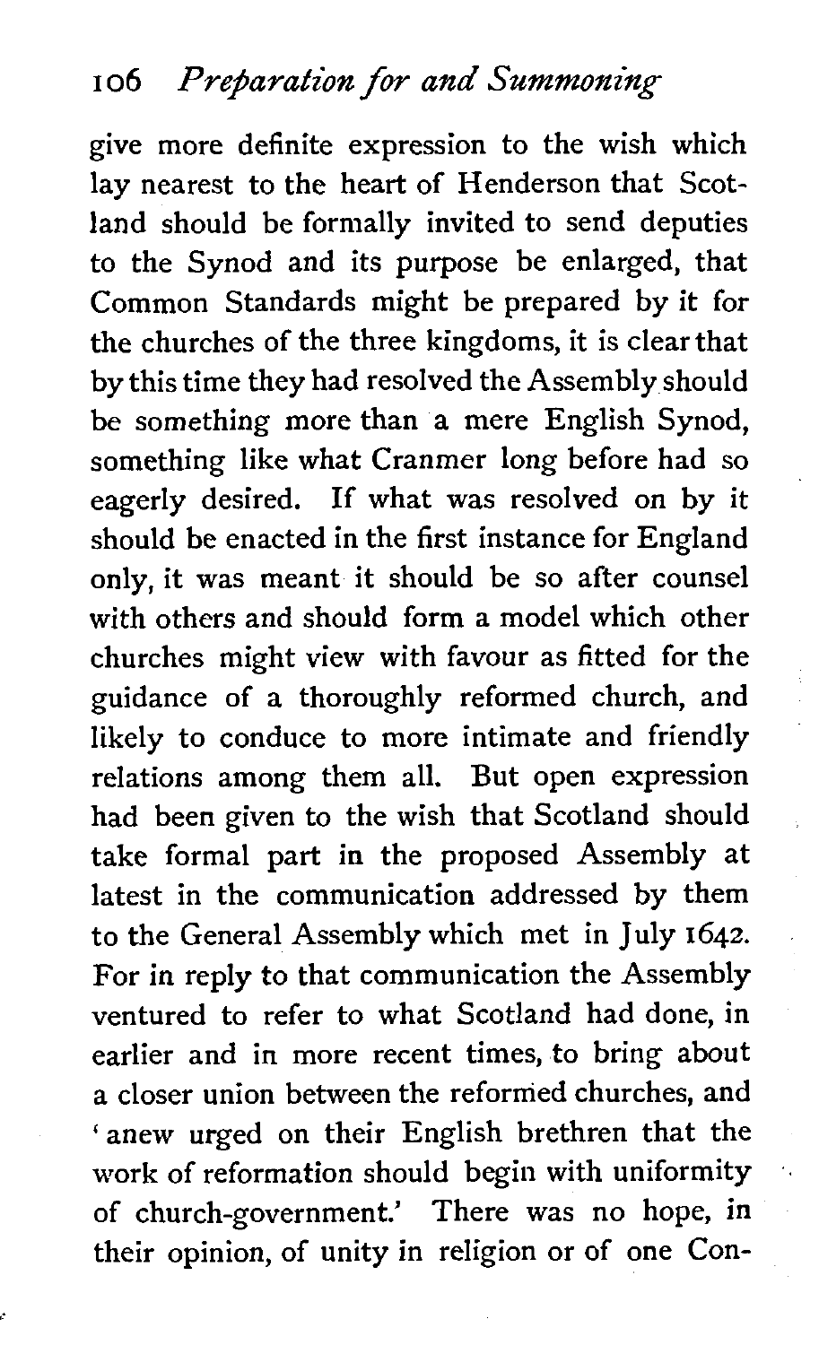give more definite expression to the wish which lay nearest to the heart of Henderson that Scotland should be formally invited to send deputies to the Synod and its purpose be enlarged, that Common Standards might be prepared by it for the churches of the three kingdoms, it is clear that by this time they had resolved the Assembly should be something more than a mere English Synod, something like what Cranmer long before had so eagerly desired. If what was resolved on by it should be enacted in the first instance for England only, it was meant it should be so after counsel with others and should form a model which other churches might view with favour as fitted for the guidance of a thoroughly reformed church, and likely to conduce to more intimate and friendly relations among them all. But open expression had been given to the wish that Scotland should take formal part in the proposed Assembly at latest in the communication addressed by them to the General Assembly which met in July 1642. For in reply to that communication the Assembly ventured to refer to what Scotland had done, in earlier and in more recent times, to bring about a closer union between the reformed churches, and 'anew urged on their English brethren that the work of reformation should begin with uniformity of church-government.' There was no hope, in their opinion, of unity in religion or of one Con-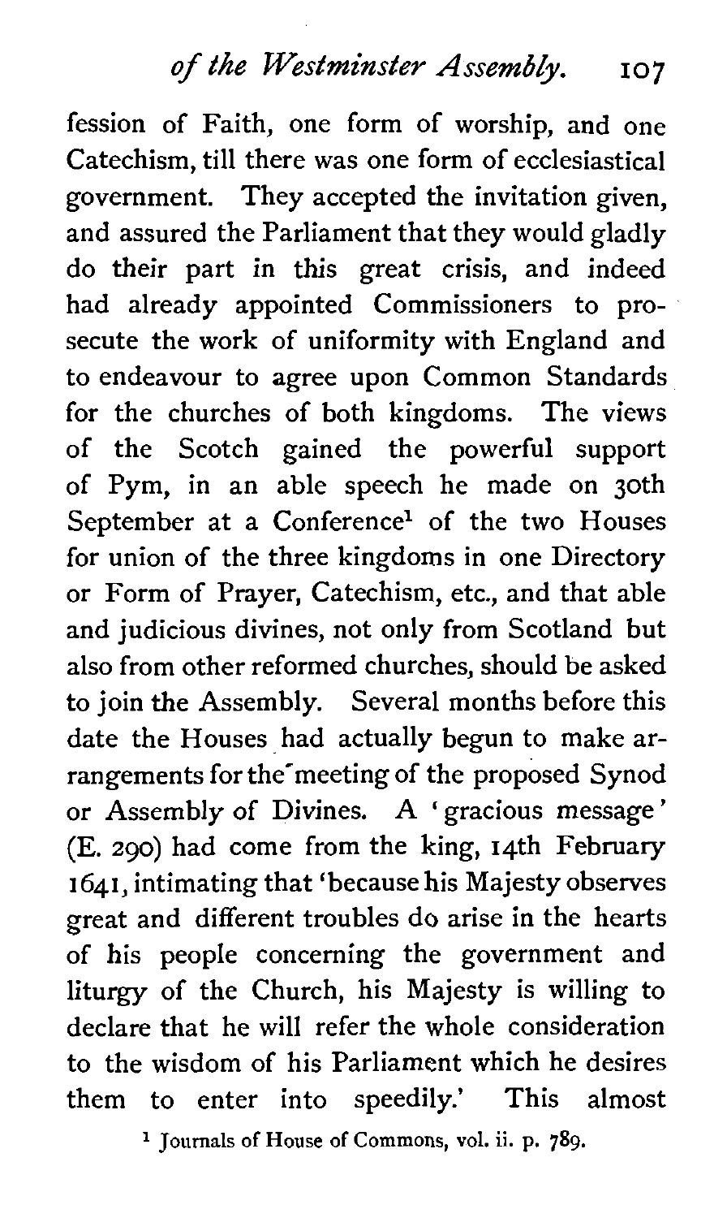fession of Faith, one form of worship, and one Catechism, till there was one form of ecclesiastical government. They accepted the invitation given, and assured the Parliament that they would gladly do their part in this great crisis, and indeed had already appointed Commissioners to prosecute the work of uniformity with England and to endeavour to agree upon Common Standards for the churches of both kingdoms. The views of the Scotch gained the powerful support of Pym, in an able speech he made on 30th September at a Conference[1] of the two Houses for union of the three kingdoms in one Directory or Form of Prayer, Catechism, etc., and that able and judicious divines, not only from Scotland but also from other reformed churches, should be asked to join the Assembly. Several months before this date the Houses had actually begun to make arrangements for the meeting of the proposed Synod or Assembly of Divines. A 'gracious message' (E. 290) had come from the king, 14th February 1641, intimating that 'because his Majesty observes great and different troubles do arise in the hearts of his people concerning the government and liturgy of the Church, his Majesty is willing to declare that he will refer the whole consideration to the wisdom of his Parliament which he desires them to enter into speedily.' This almost

[1] Journals of House of Commons, vol. ii. p. 789.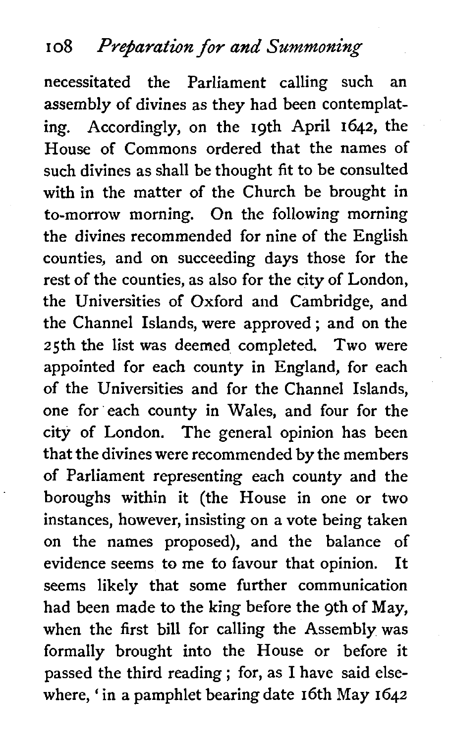necessitated the Parliament calling such an assembly of divines as they had been contemplating. Accordingly, on the 19th April 1642, the House of Commons ordered that the names of such divines as shall be thought fit to be consulted with in the matter of the Church be brought in to-morrow morning. On the following morning the divines recommended for nine of the English counties, and on succeeding days those for the rest of the counties, as also for the city of London, the Universities of Oxford and Cambridge, and the Channel Islands, were approved; and on the 25th the list was deemed completed. Two were appointed for each county in England, for each of the Universities and for the Channel Islands, one for each county in Wales, and four for the city of London. The general opinion has been that the divines were recommended by the members of Parliament representing each county and the boroughs within it (the House in one or two instances, however, insisting on a vote being taken on the names proposed), and the balance of evidence seems to me to favour that opinion. It seems likely that some further communication had been made to the king before the 9th of May, when the first bill for calling the Assembly was formally brought into the House or before it passed the third reading; for, as I have said elsewhere, 'in a pamphlet bearing date 16th May 1642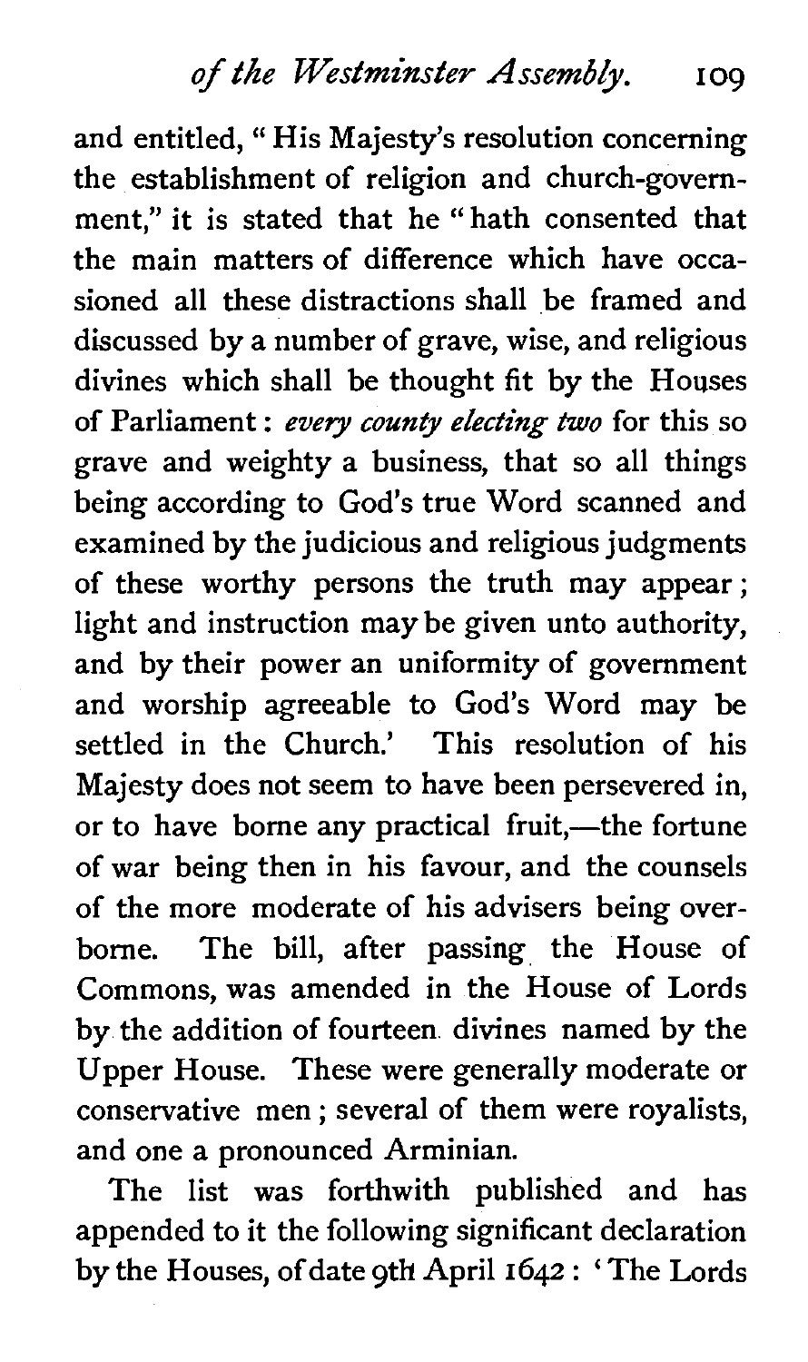and entitled, " His Majesty's resolution concerning the establishment of religion and church-government," it is stated that he " hath consented that the main matters of difference which have occasioned all these distractions shall be framed and discussed by a number of grave, wise, and religious divines which shall be thought fit by the Houses of Parliament: *every county electing two* for this so grave and weighty a business, that so all things being according to God's true Word scanned and examined by the judicious and religious judgments of these worthy persons the truth may appear; light and instruction may be given unto authority, and by their power an uniformity of government and worship agreeable to God's Word may be settled in the Church.' This resolution of his Majesty does not seem to have been persevered in, or to have borne any practical fruit,—the fortune of war being then in his favour, and the counsels of the more moderate of his advisers being overborne. The bill, after passing the House of Commons, was amended in the House of Lords by the addition of fourteen divines named by the Upper House. These were generally moderate or conservative men; several of them were royalists, and one a pronounced Arminian.

The list was forthwith published and has appended to it the following significant declaration by the Houses, of date 9th April 1642: 'The Lords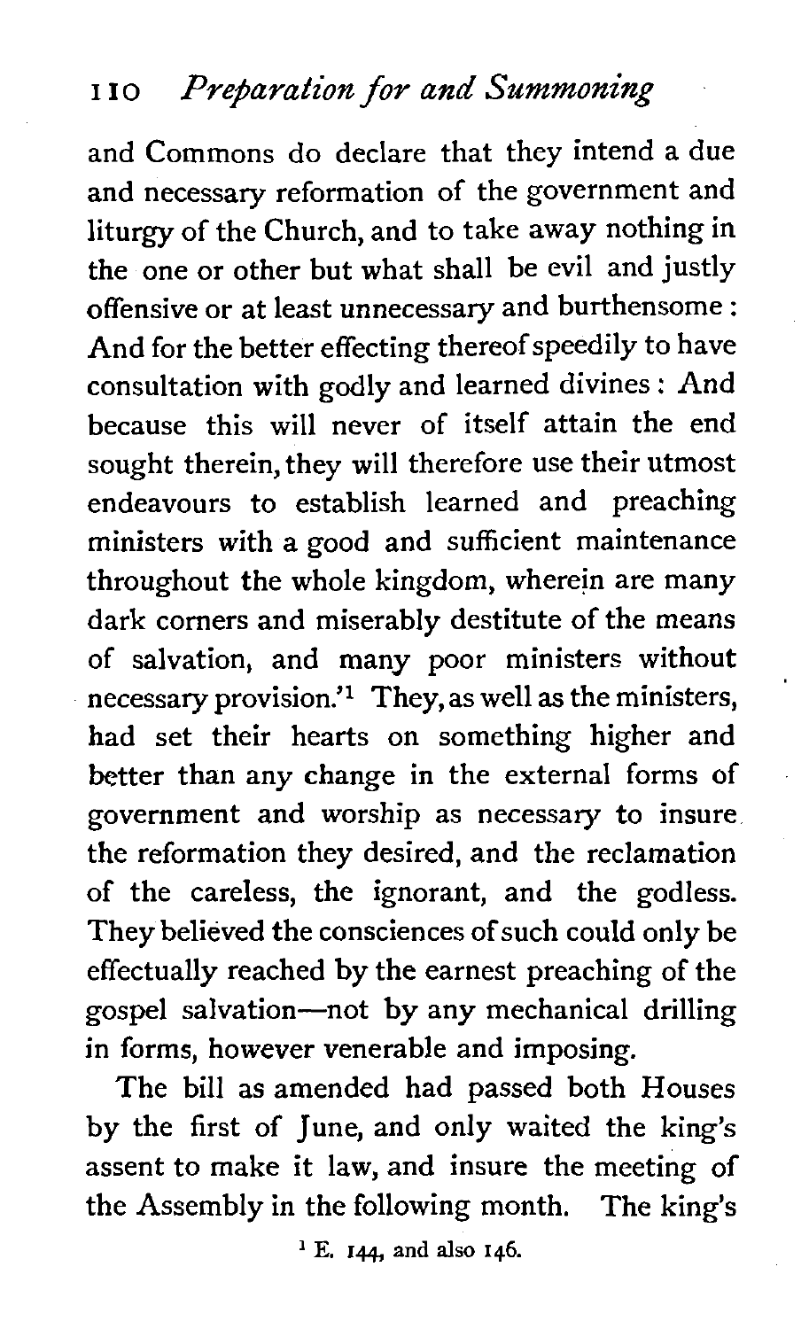and Commons do declare that they intend a due and necessary reformation of the government and liturgy of the Church, and to take away nothing in the one or other but what shall be evil and justly offensive or at least unnecessary and burthensome: And for the better effecting thereof speedily to have consultation with godly and learned divines: And because this will never of itself attain the end sought therein, they will therefore use their utmost endeavours to establish learned and preaching ministers with a good and sufficient maintenance throughout the whole kingdom, wherein are many dark corners and miserably destitute of the means of salvation, and many poor ministers without necessary provision.'[1] They, as well as the ministers, had set their hearts on something higher and better than any change in the external forms of government and worship as necessary to insure the reformation they desired, and the reclamation of the careless, the ignorant, and the godless. They believed the consciences of such could only be effectually reached by the earnest preaching of the gospel salvation—not by any mechanical drilling in forms, however venerable and imposing.

The bill as amended had passed both Houses by the first of June, and only waited the king's assent to make it law, and insure the meeting of the Assembly in the following month. The king's

[1] E. 144, and also 146.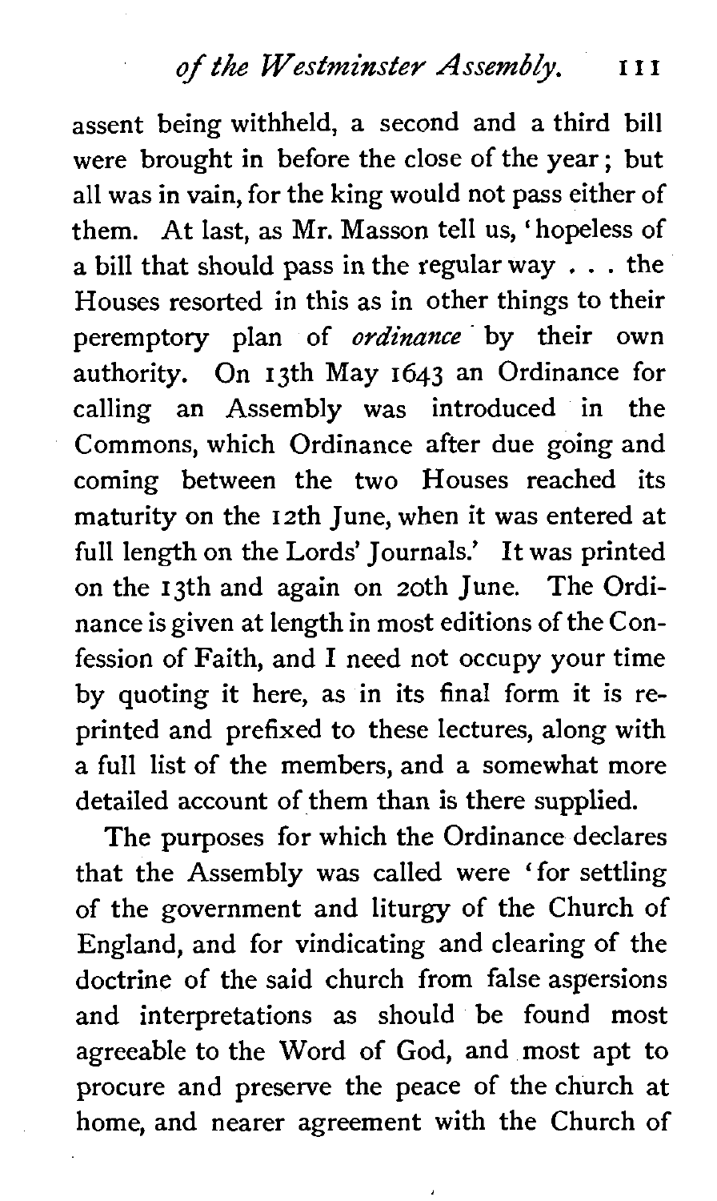assent being withheld, a second and a third bill were brought in before the close of the year; but all was in vain, for the king would not pass either of them. At last, as Mr. Masson tell us, 'hopeless of a bill that should pass in the regular way . . . the Houses resorted in this as in other things to their peremptory plan of *ordinance* by their own authority. On 13th May 1643 an Ordinance for calling an Assembly was introduced in the Commons, which Ordinance after due going and coming between the two Houses reached its maturity on the 12th June, when it was entered at full length on the Lords' Journals.' It was printed on the 13th and again on 20th June. The Ordinance is given at length in most editions of the Confession of Faith, and I need not occupy your time by quoting it here, as in its final form it is reprinted and prefixed to these lectures, along with a full list of the members, and a somewhat more detailed account of them than is there supplied.

The purposes for which the Ordinance declares that the Assembly was called were 'for settling of the government and liturgy of the Church of England, and for vindicating and clearing of the doctrine of the said church from false aspersions and interpretations as should be found most agreeable to the Word of God, and most apt to procure and preserve the peace of the church at home, and nearer agreement with the Church of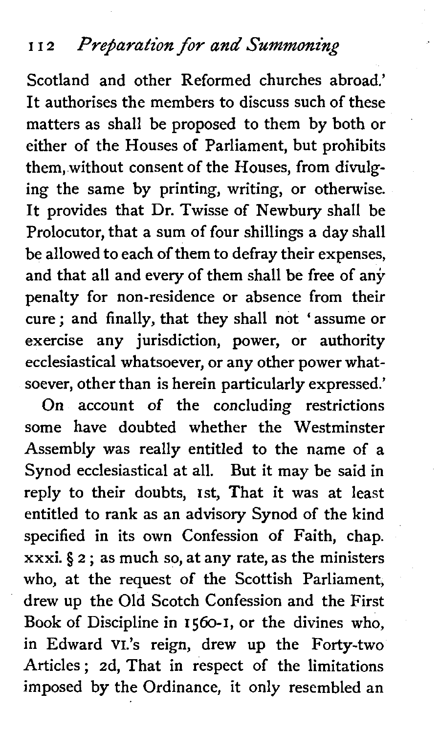Scotland and other Reformed churches abroad.' It authorises the members to discuss such of these matters as shall be proposed to them by both or either of the Houses of Parliament, but prohibits them, without consent of the Houses, from divulging the same by printing, writing, or otherwise. It provides that Dr. Twisse of Newbury shall be Prolocutor, that a sum of four shillings a day shall be allowed to each of them to defray their expenses, and that all and every of them shall be free of any penalty for non-residence or absence from their cure; and finally, that they shall not 'assume or exercise any jurisdiction, power, or authority ecclesiastical whatsoever, or any other power whatsoever, other than is herein particularly expressed.'

On account of the concluding restrictions some have doubted whether the Westminster Assembly was really entitled to the name of a Synod ecclesiastical at all. But it may be said in reply to their doubts, 1st, That it was at least entitled to rank as an advisory Synod of the kind specified in its own Confession of Faith, chap. xxxi. § 2; as much so, at any rate, as the ministers who, at the request of the Scottish Parliament, drew up the Old Scotch Confession and the First Book of Discipline in 1560-1, or the divines who, in Edward VI.'s reign, drew up the Forty-two Articles; 2d, That in respect of the limitations imposed by the Ordinance, it only resembled an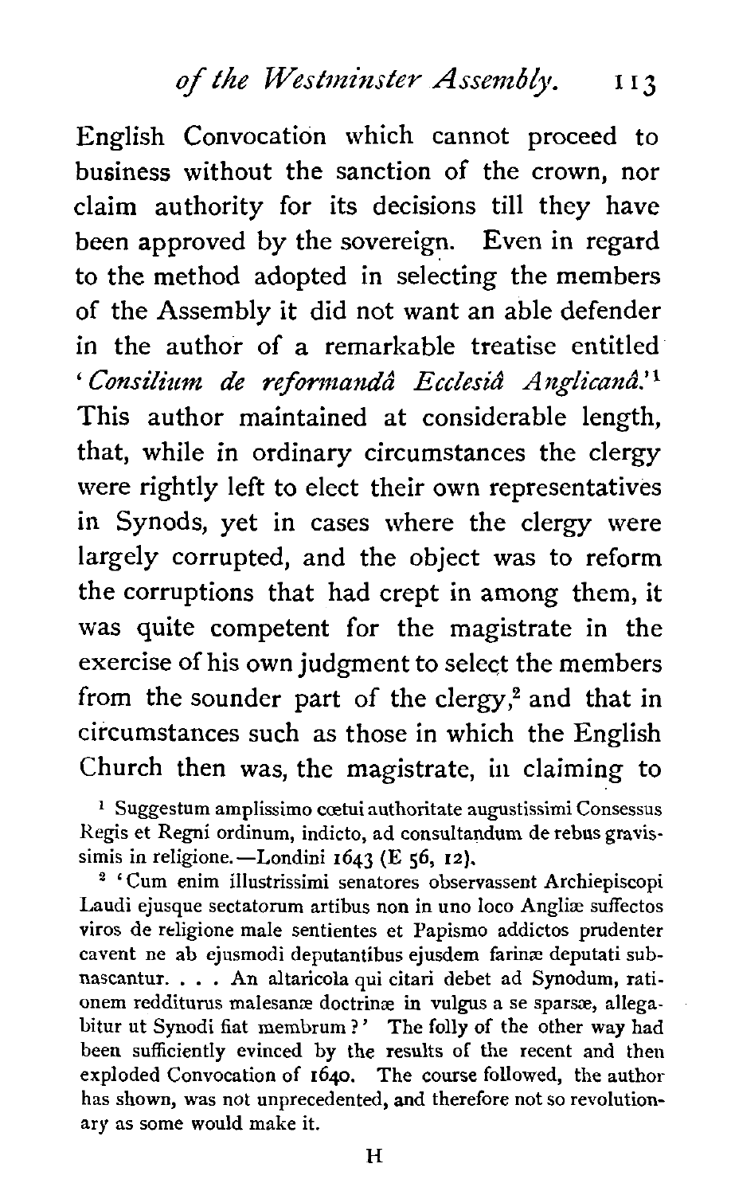English Convocation which cannot proceed to business without the sanction of the crown, nor claim authority for its decisions till they have been approved by the sovereign. Even in regard to the method adopted in selecting the members of the Assembly it did not want an able defender in the author of a remarkable treatise entitled '*Consilium de reformandâ Ecclesiâ Anglicanâ*.'[1] This author maintained at considerable length, that, while in ordinary circumstances the clergy were rightly left to elect their own representatives in Synods, yet in cases where the clergy were largely corrupted, and the object was to reform the corruptions that had crept in among them, it was quite competent for the magistrate in the exercise of his own judgment to select the members from the sounder part of the clergy,[2] and that in circumstances such as those in which the English Church then was, the magistrate, in claiming to

[1] Suggestum amplissimo cœtui authoritate augustissimi Consessus Regis et Regni ordinum, indicto, ad consultandum de rebus gravissimis in religione.—Londini 1643 (E 56, 12).

[2] 'Cum enim illustrissimi senatores observassent Archiepiscopi Laudi ejusque sectatorum artibus non in uno loco Angliæ suffectos viros de religione male sentientes et Papismo addictos prudenter cavent ne ab ejusmodi deputantibus ejusdem farinæ deputati subnascantur. . . . An altaricola qui citari debet ad Synodum, rationem redditurus malesanæ doctrinæ in vulgus a se sparsæ, allegabitur ut Synodi fiat membrum?' The folly of the other way had been sufficiently evinced by the results of the recent and then exploded Convocation of 1640. The course followed, the author has shown, was not unprecedented, and therefore not so revolutionary as some would make it.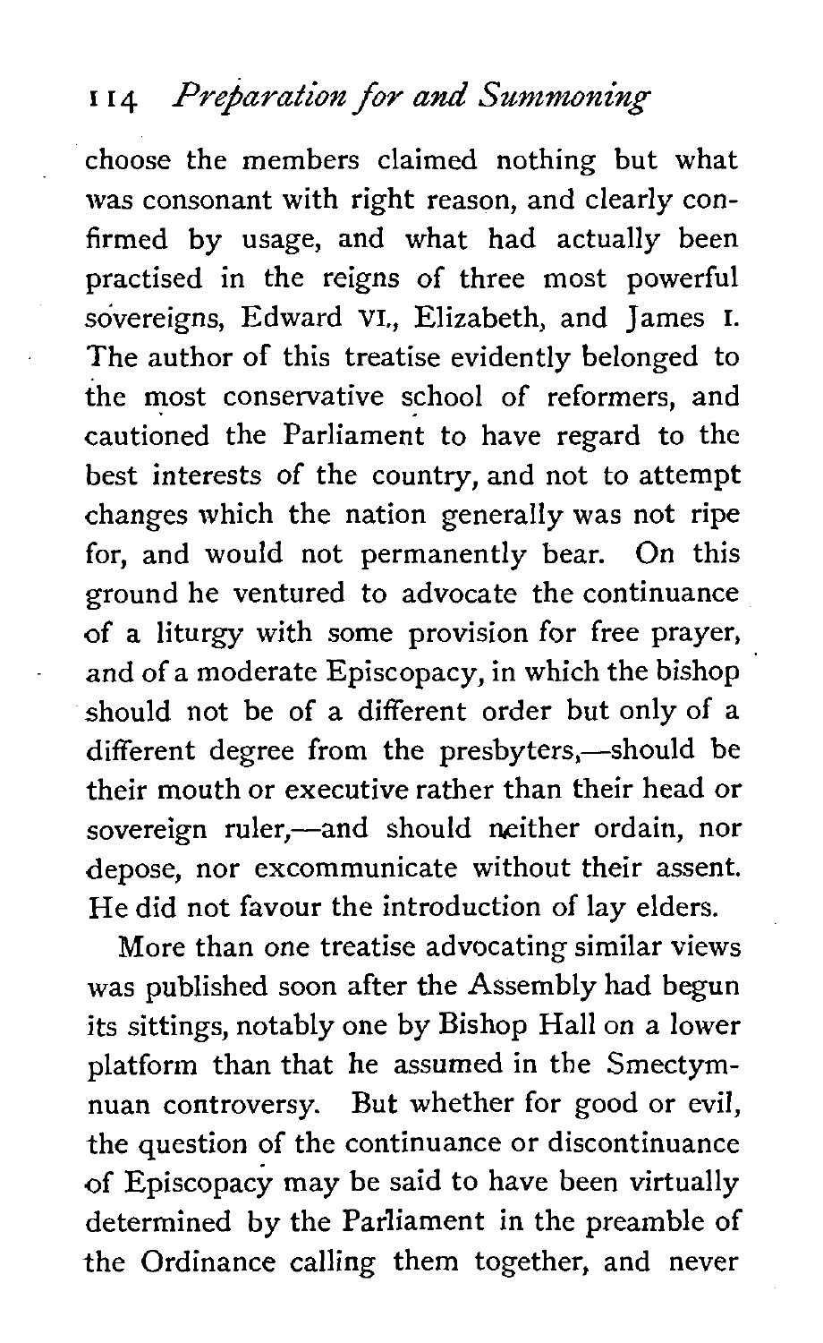choose the members claimed nothing but what was consonant with right reason, and clearly confirmed by usage, and what had actually been practised in the reigns of three most powerful sovereigns, Edward VI., Elizabeth, and James I. The author of this treatise evidently belonged to the most conservative school of reformers, and cautioned the Parliament to have regard to the best interests of the country, and not to attempt changes which the nation generally was not ripe for, and would not permanently bear. On this ground he ventured to advocate the continuance of a liturgy with some provision for free prayer, and of a moderate Episcopacy, in which the bishop should not be of a different order but only of a different degree from the presbyters,—should be their mouth or executive rather than their head or sovereign ruler,—and should neither ordain, nor depose, nor excommunicate without their assent. He did not favour the introduction of lay elders.

More than one treatise advocating similar views was published soon after the Assembly had begun its sittings, notably one by Bishop Hall on a lower platform than that he assumed in the Smectymnuan controversy. But whether for good or evil, the question of the continuance or discontinuance of Episcopacy may be said to have been virtually determined by the Parliament in the preamble of the Ordinance calling them together, and never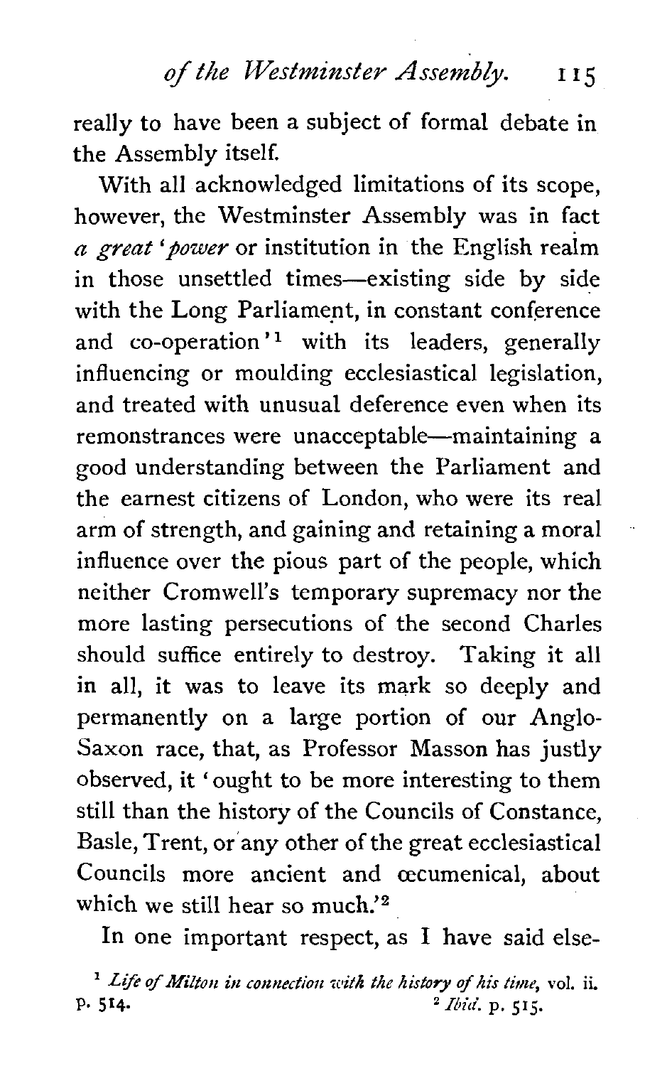really to have been a subject of formal debate in the Assembly itself.

With all acknowledged limitations of its scope, however, the Westminster Assembly was in fact *a great 'power* or institution in the English realm in those unsettled times—existing side by side with the Long Parliament, in constant conference and co-operation'[1] with its leaders, generally influencing or moulding ecclesiastical legislation, and treated with unusual deference even when its remonstrances were unacceptable—maintaining a good understanding between the Parliament and the earnest citizens of London, who were its real arm of strength, and gaining and retaining a moral influence over the pious part of the people, which neither Cromwell's temporary supremacy nor the more lasting persecutions of the second Charles should suffice entirely to destroy. Taking it all in all, it was to leave its mark so deeply and permanently on a large portion of our Anglo-Saxon race, that, as Professor Masson has justly observed, it 'ought to be more interesting to them still than the history of the Councils of Constance, Basle, Trent, or any other of the great ecclesiastical Councils more ancient and œcumenical, about which we still hear so much.'[2]

In one important respect, as I have said else-

---

[1] *Life of Milton in connection with the history of his time*, vol. ii. p. 514.

[2] *Ibid.* p. 515.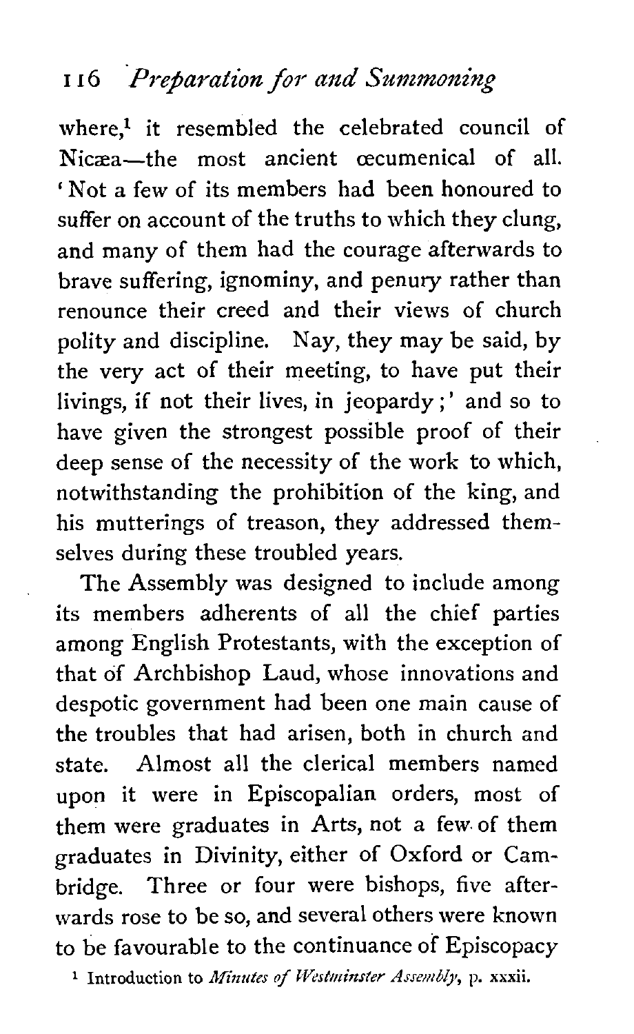where,[1] it resembled the celebrated council of Nicæa—the most ancient œcumenical of all. 'Not a few of its members had been honoured to suffer on account of the truths to which they clung, and many of them had the courage afterwards to brave suffering, ignominy, and penury rather than renounce their creed and their views of church polity and discipline. Nay, they may be said, by the very act of their meeting, to have put their livings, if not their lives, in jeopardy;' and so to have given the strongest possible proof of their deep sense of the necessity of the work to which, notwithstanding the prohibition of the king, and his mutterings of treason, they addressed themselves during these troubled years.

The Assembly was designed to include among its members adherents of all the chief parties among English Protestants, with the exception of that of Archbishop Laud, whose innovations and despotic government had been one main cause of the troubles that had arisen, both in church and state. Almost all the clerical members named upon it were in Episcopalian orders, most of them were graduates in Arts, not a few of them graduates in Divinity, either of Oxford or Cambridge. Three or four were bishops, five afterwards rose to be so, and several others were known to be favourable to the continuance of Episcopacy

[1] Introduction to *Minutes of Westminster Assembly*, p. xxxii.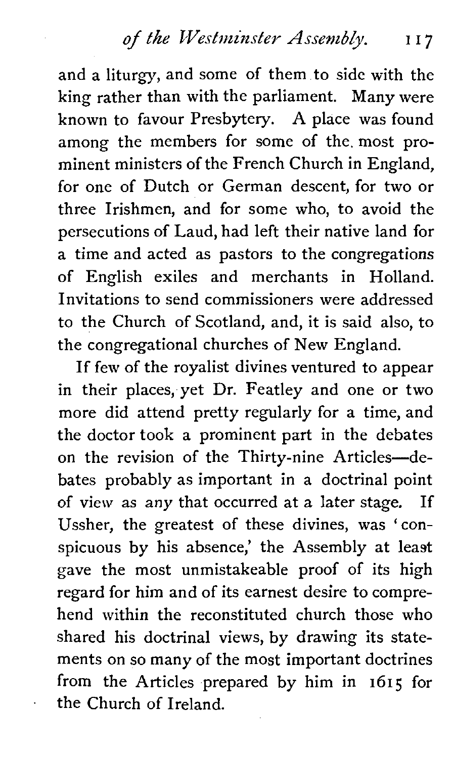and a liturgy, and some of them to side with the king rather than with the parliament. Many were known to favour Presbytery. A place was found among the members for some of the most prominent ministers of the French Church in England, for one of Dutch or German descent, for two or three Irishmen, and for some who, to avoid the persecutions of Laud, had left their native land for a time and acted as pastors to the congregations of English exiles and merchants in Holland. Invitations to send commissioners were addressed to the Church of Scotland, and, it is said also, to the congregational churches of New England.

If few of the royalist divines ventured to appear in their places, yet Dr. Featley and one or two more did attend pretty regularly for a time, and the doctor took a prominent part in the debates on the revision of the Thirty-nine Articles—debates probably as important in a doctrinal point of view as any that occurred at a later stage. If Ussher, the greatest of these divines, was 'conspicuous by his absence,' the Assembly at least gave the most unmistakeable proof of its high regard for him and of its earnest desire to comprehend within the reconstituted church those who shared his doctrinal views, by drawing its statements on so many of the most important doctrines from the Articles prepared by him in 1615 for the Church of Ireland.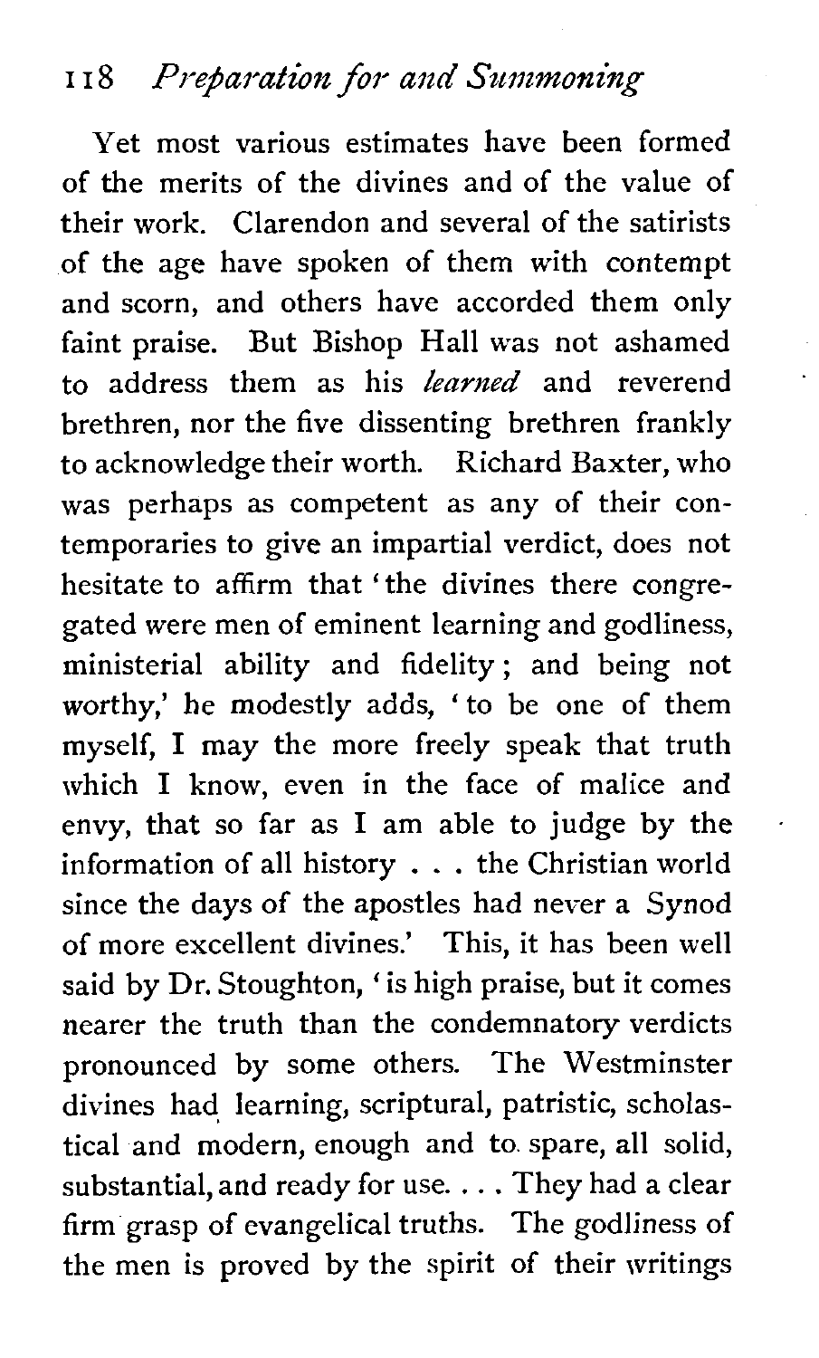Yet most various estimates have been formed of the merits of the divines and of the value of their work. Clarendon and several of the satirists of the age have spoken of them with contempt and scorn, and others have accorded them only faint praise. But Bishop Hall was not ashamed to address them as his *learned* and reverend brethren, nor the five dissenting brethren frankly to acknowledge their worth. Richard Baxter, who was perhaps as competent as any of their contemporaries to give an impartial verdict, does not hesitate to affirm that 'the divines there congregated were men of eminent learning and godliness, ministerial ability and fidelity; and being not worthy,' he modestly adds, 'to be one of them myself, I may the more freely speak that truth which I know, even in the face of malice and envy, that so far as I am able to judge by the information of all history . . . the Christian world since the days of the apostles had never a Synod of more excellent divines.' This, it has been well said by Dr. Stoughton, 'is high praise, but it comes nearer the truth than the condemnatory verdicts pronounced by some others. The Westminster divines had learning, scriptural, patristic, scholastical and modern, enough and to spare, all solid, substantial, and ready for use. . . . They had a clear firm grasp of evangelical truths. The godliness of the men is proved by the spirit of their writings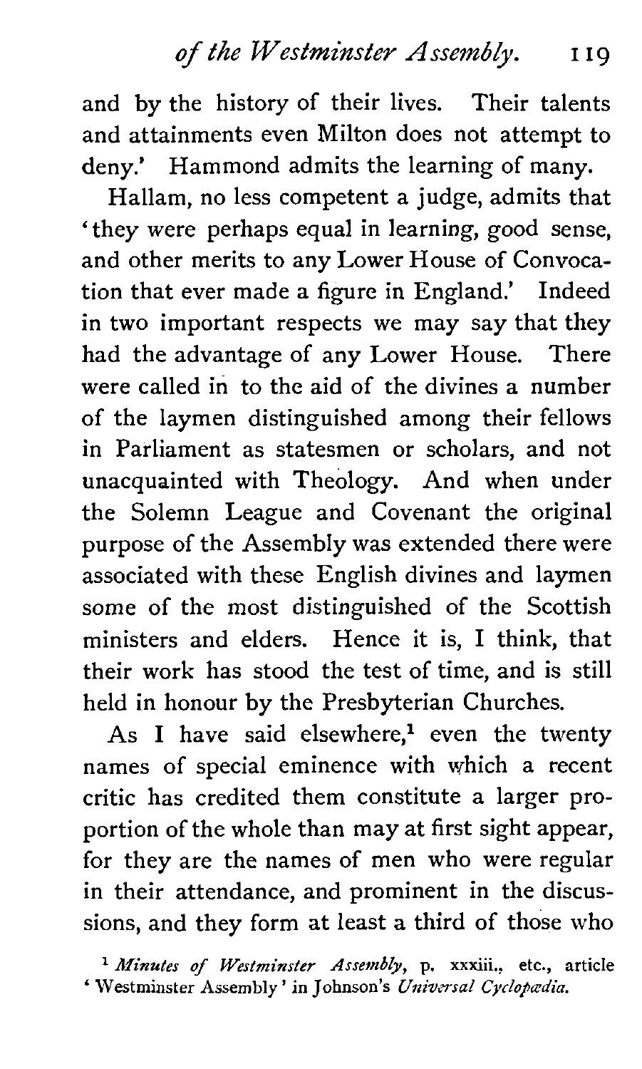and by the history of their lives. Their talents and attainments even Milton does not attempt to deny.' Hammond admits the learning of many.

Hallam, no less competent a judge, admits that 'they were perhaps equal in learning, good sense, and other merits to any Lower House of Convocation that ever made a figure in England.' Indeed in two important respects we may say that they had the advantage of any Lower House. There were called in to the aid of the divines a number of the laymen distinguished among their fellows in Parliament as statesmen or scholars, and not unacquainted with Theology. And when under the Solemn League and Covenant the original purpose of the Assembly was extended there were associated with these English divines and laymen some of the most distinguished of the Scottish ministers and elders. Hence it is, I think, that their work has stood the test of time, and is still held in honour by the Presbyterian Churches.

As I have said elsewhere,[1] even the twenty names of special eminence with which a recent critic has credited them constitute a larger proportion of the whole than may at first sight appear, for they are the names of men who were regular in their attendance, and prominent in the discussions, and they form at least a third of those who

[1] *Minutes of Westminster Assembly*, p. xxxiii., etc., article 'Westminster Assembly' in Johnson's *Universal Cyclopædia*.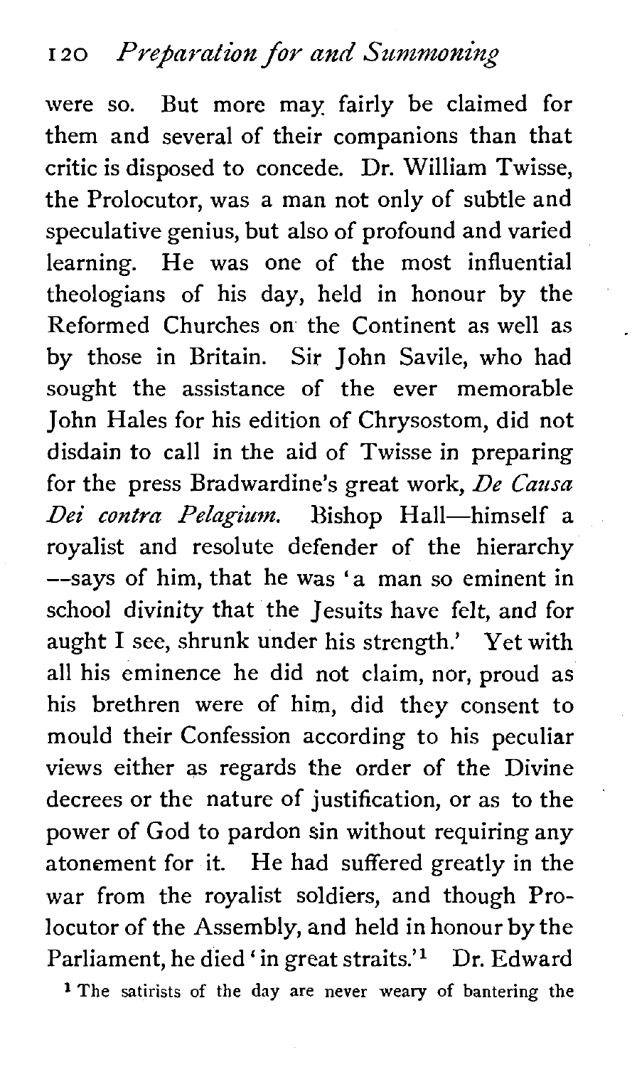were so. But more may fairly be claimed for them and several of their companions than that critic is disposed to concede. Dr. William Twisse, the Prolocutor, was a man not only of subtle and speculative genius, but also of profound and varied learning. He was one of the most influential theologians of his day, held in honour by the Reformed Churches on the Continent as well as by those in Britain. Sir John Savile, who had sought the assistance of the ever memorable John Hales for his edition of Chrysostom, did not disdain to call in the aid of Twisse in preparing for the press Bradwardine's great work, *De Causa Dei contra Pelagium.* Bishop Hall—himself a royalist and resolute defender of the hierarchy—says of him, that he was 'a man so eminent in school divinity that the Jesuits have felt, and for aught I see, shrunk under his strength.' Yet with all his eminence he did not claim, nor, proud as his brethren were of him, did they consent to mould their Confession according to his peculiar views either as regards the order of the Divine decrees or the nature of justification, or as to the power of God to pardon sin without requiring any atonement for it. He had suffered greatly in the war from the royalist soldiers, and though Prolocutor of the Assembly, and held in honour by the Parliament, he died 'in great straits.'[1] Dr. Edward

[1] The satirists of the day are never weary of bantering the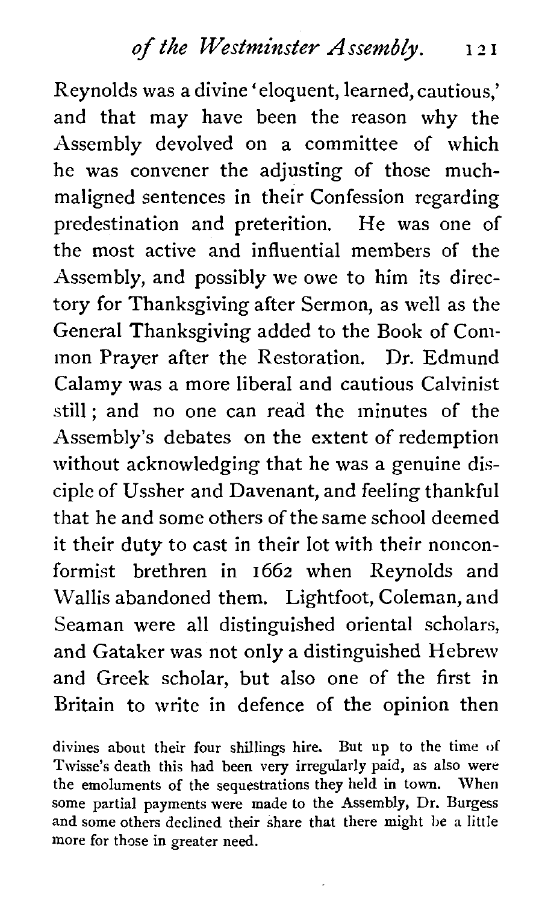Reynolds was a divine 'eloquent, learned, cautious,' and that may have been the reason why the Assembly devolved on a committee of which he was convener the adjusting of those much-maligned sentences in their Confession regarding predestination and preterition. He was one of the most active and influential members of the Assembly, and possibly we owe to him its directory for Thanksgiving after Sermon, as well as the General Thanksgiving added to the Book of Common Prayer after the Restoration. Dr. Edmund Calamy was a more liberal and cautious Calvinist still; and no one can read the minutes of the Assembly's debates on the extent of redemption without acknowledging that he was a genuine disciple of Ussher and Davenant, and feeling thankful that he and some others of the same school deemed it their duty to cast in their lot with their nonconformist brethren in 1662 when Reynolds and Wallis abandoned them. Lightfoot, Coleman, and Seaman were all distinguished oriental scholars, and Gataker was not only a distinguished Hebrew and Greek scholar, but also one of the first in Britain to write in defence of the opinion then

divines about their four shillings hire. But up to the time of Twisse's death this had been very irregularly paid, as also were the emoluments of the sequestrations they held in town. When some partial payments were made to the Assembly, Dr. Burgess and some others declined their share that there might be a little more for those in greater need.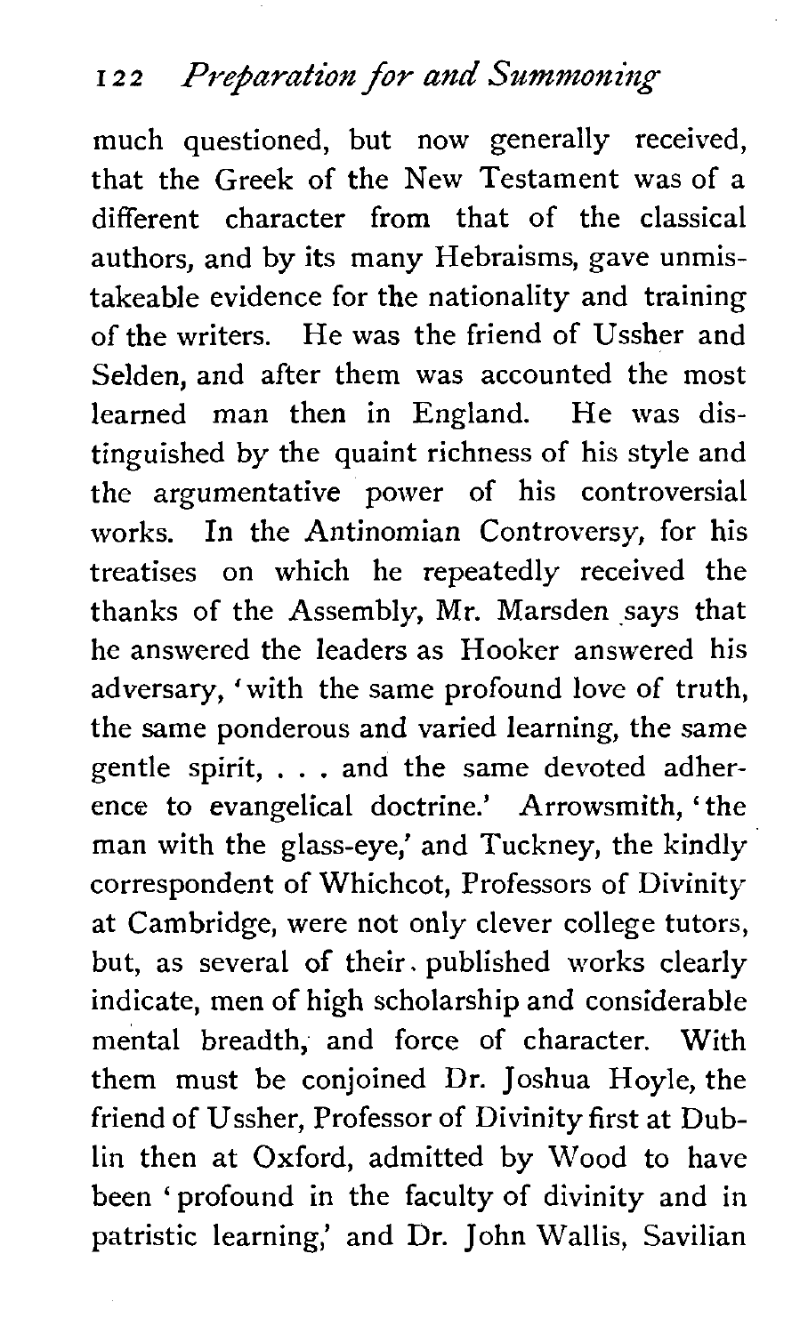much questioned, but now generally received, that the Greek of the New Testament was of a different character from that of the classical authors, and by its many Hebraisms, gave unmistakeable evidence for the nationality and training of the writers. He was the friend of Ussher and Selden, and after them was accounted the most learned man then in England. He was distinguished by the quaint richness of his style and the argumentative power of his controversial works. In the Antinomian Controversy, for his treatises on which he repeatedly received the thanks of the Assembly, Mr. Marsden says that he answered the leaders as Hooker answered his adversary, 'with the same profound love of truth, the same ponderous and varied learning, the same gentle spirit, . . . and the same devoted adherence to evangelical doctrine.' Arrowsmith, 'the man with the glass-eye,' and Tuckney, the kindly correspondent of Whichcot, Professors of Divinity at Cambridge, were not only clever college tutors, but, as several of their published works clearly indicate, men of high scholarship and considerable mental breadth, and force of character. With them must be conjoined Dr. Joshua Hoyle, the friend of Ussher, Professor of Divinity first at Dublin then at Oxford, admitted by Wood to have been 'profound in the faculty of divinity and in patristic learning,' and Dr. John Wallis, Savilian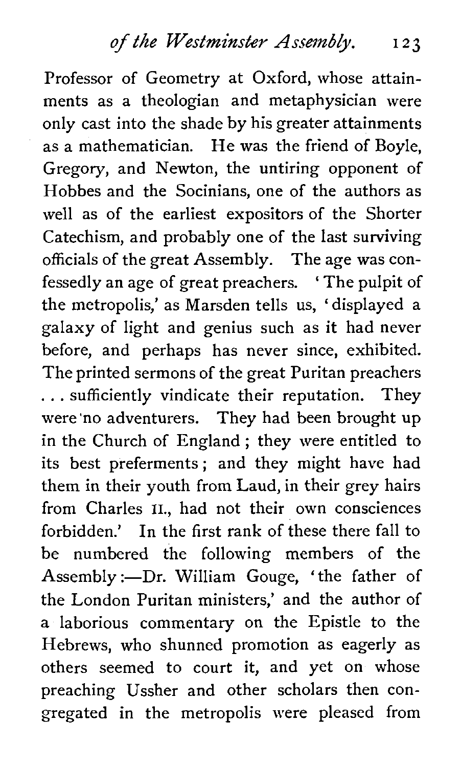Professor of Geometry at Oxford, whose attainments as a theologian and metaphysician were only cast into the shade by his greater attainments as a mathematician. He was the friend of Boyle, Gregory, and Newton, the untiring opponent of Hobbes and the Socinians, one of the authors as well as of the earliest expositors of the Shorter Catechism, and probably one of the last surviving officials of the great Assembly. The age was confessedly an age of great preachers. 'The pulpit of the metropolis,' as Marsden tells us, 'displayed a galaxy of light and genius such as it had never before, and perhaps has never since, exhibited. The printed sermons of the great Puritan preachers . . . sufficiently vindicate their reputation. They were no adventurers. They had been brought up in the Church of England; they were entitled to its best preferments; and they might have had them in their youth from Laud, in their grey hairs from Charles II., had not their own consciences forbidden.' In the first rank of these there fall to be numbered the following members of the Assembly:—Dr. William Gouge, 'the father of the London Puritan ministers,' and the author of a laborious commentary on the Epistle to the Hebrews, who shunned promotion as eagerly as others seemed to court it, and yet on whose preaching Ussher and other scholars then congregated in the metropolis were pleased from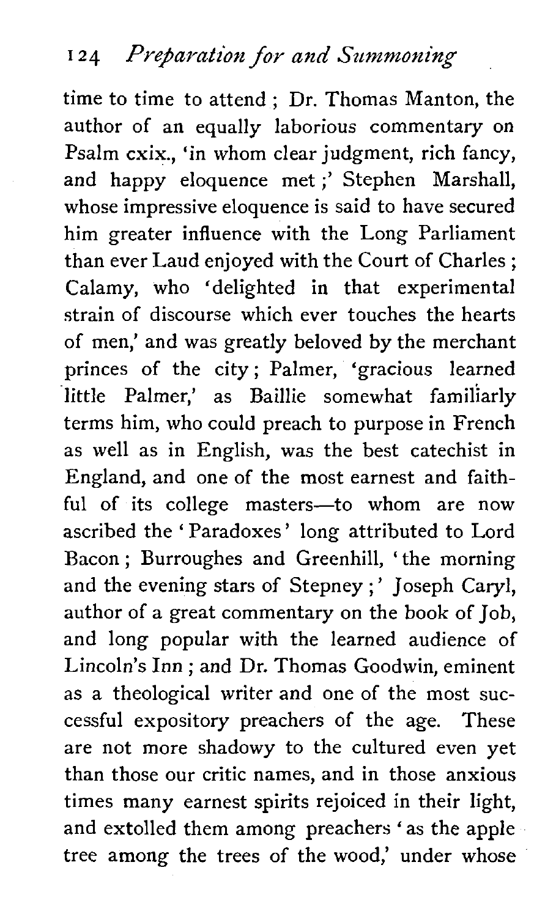time to time to attend ; Dr. Thomas Manton, the author of an equally laborious commentary on Psalm cxix., 'in whom clear judgment, rich fancy, and happy eloquence met ;' Stephen Marshall, whose impressive eloquence is said to have secured him greater influence with the Long Parliament than ever Laud enjoyed with the Court of Charles ; Calamy, who 'delighted in that experimental strain of discourse which ever touches the hearts of men,' and was greatly beloved by the merchant princes of the city ; Palmer, 'gracious learned little Palmer,' as Baillie somewhat familiarly terms him, who could preach to purpose in French as well as in English, was the best catechist in England, and one of the most earnest and faithful of its college masters—to whom are now ascribed the 'Paradoxes' long attributed to Lord Bacon ; Burroughes and Greenhill, 'the morning and the evening stars of Stepney ;' Joseph Caryl, author of a great commentary on the book of Job, and long popular with the learned audience of Lincoln's Inn ; and Dr. Thomas Goodwin, eminent as a theological writer and one of the most successful expository preachers of the age. These are not more shadowy to the cultured even yet than those our critic names, and in those anxious times many earnest spirits rejoiced in their light, and extolled them among preachers 'as the apple tree among the trees of the wood,' under whose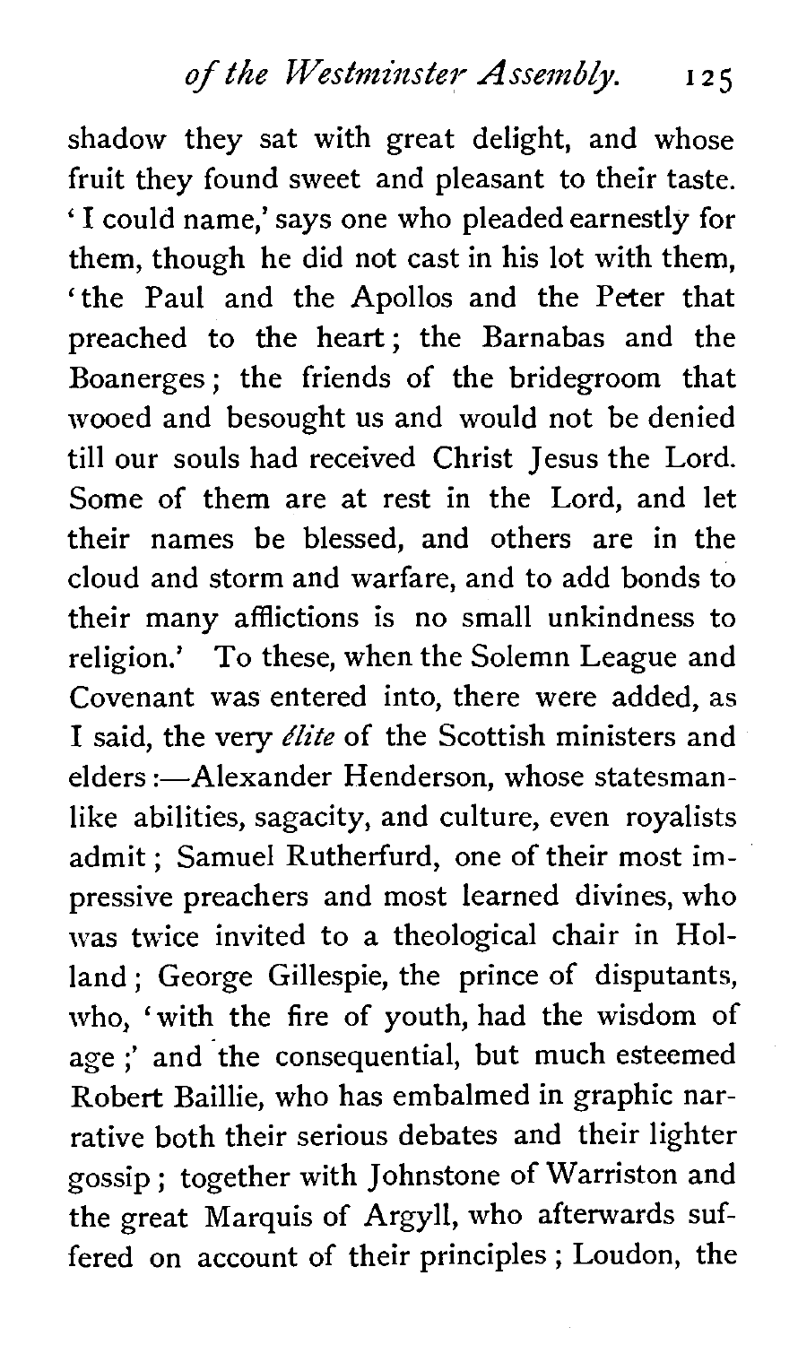shadow they sat with great delight, and whose fruit they found sweet and pleasant to their taste. 'I could name,' says one who pleaded earnestly for them, though he did not cast in his lot with them, 'the Paul and the Apollos and the Peter that preached to the heart; the Barnabas and the Boanerges; the friends of the bridegroom that wooed and besought us and would not be denied till our souls had received Christ Jesus the Lord. Some of them are at rest in the Lord, and let their names be blessed, and others are in the cloud and storm and warfare, and to add bonds to their many afflictions is no small unkindness to religion.' To these, when the Solemn League and Covenant was entered into, there were added, as I said, the very *élite* of the Scottish ministers and elders:—Alexander Henderson, whose statesmanlike abilities, sagacity, and culture, even royalists admit; Samuel Rutherfurd, one of their most impressive preachers and most learned divines, who was twice invited to a theological chair in Holland; George Gillespie, the prince of disputants, who, 'with the fire of youth, had the wisdom of age;' and the consequential, but much esteemed Robert Baillie, who has embalmed in graphic narrative both their serious debates and their lighter gossip; together with Johnstone of Warriston and the great Marquis of Argyll, who afterwards suffered on account of their principles; Loudon, the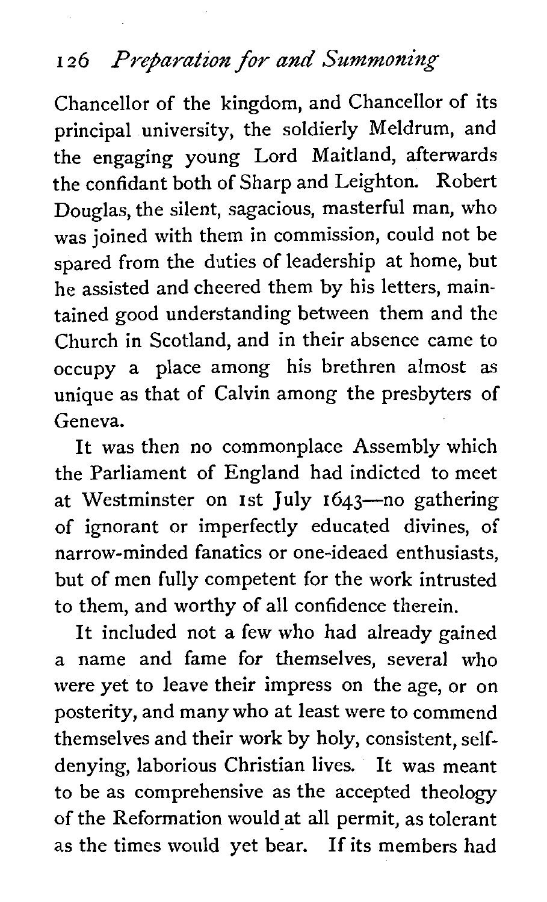Chancellor of the kingdom, and Chancellor of its principal university, the soldierly Meldrum, and the engaging young Lord Maitland, afterwards the confidant both of Sharp and Leighton. Robert Douglas, the silent, sagacious, masterful man, who was joined with them in commission, could not be spared from the duties of leadership at home, but he assisted and cheered them by his letters, maintained good understanding between them and the Church in Scotland, and in their absence came to occupy a place among his brethren almost as unique as that of Calvin among the presbyters of Geneva.

It was then no commonplace Assembly which the Parliament of England had indicted to meet at Westminster on 1st July 1643—no gathering of ignorant or imperfectly educated divines, of narrow-minded fanatics or one-ideaed enthusiasts, but of men fully competent for the work intrusted to them, and worthy of all confidence therein.

It included not a few who had already gained a name and fame for themselves, several who were yet to leave their impress on the age, or on posterity, and many who at least were to commend themselves and their work by holy, consistent, self-denying, laborious Christian lives. It was meant to be as comprehensive as the accepted theology of the Reformation would at all permit, as tolerant as the times would yet bear. If its members had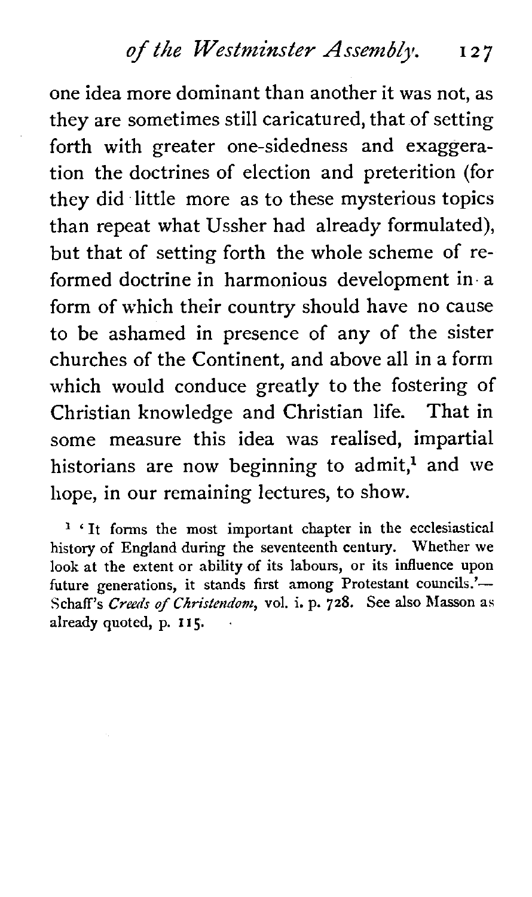one idea more dominant than another it was not, as they are sometimes still caricatured, that of setting forth with greater one-sidedness and exaggeration the doctrines of election and preterition (for they did little more as to these mysterious topics than repeat what Ussher had already formulated), but that of setting forth the whole scheme of reformed doctrine in harmonious development in a form of which their country should have no cause to be ashamed in presence of any of the sister churches of the Continent, and above all in a form which would conduce greatly to the fostering of Christian knowledge and Christian life. That in some measure this idea was realised, impartial historians are now beginning to admit,[1] and we hope, in our remaining lectures, to show.

[1] 'It forms the most important chapter in the ecclesiastical history of England during the seventeenth century. Whether we look at the extent or ability of its labours, or its influence upon future generations, it stands first among Protestant councils.'—Schaff's *Creeds of Christendom*, vol. i. p. 728. See also Masson as already quoted, p. 115.